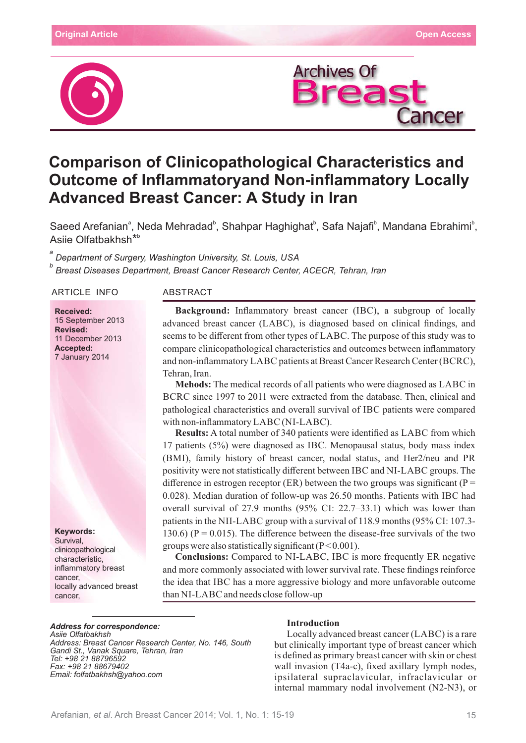Original Article

Open Access

# Comparison of Clinicopathological Characteristics and Outcome of Inflammatoryand Non-inflammatory Locally Advanced Breast Cancer: A Study in Iran

Saeed Arefanian[a], Neda Mehradad[b], Shahpar Haghighat[b], Safa Najafi[b], Mandana Ebrahimi[b], Asiie Olfatbakhsh*[b]

[a] *Department of Surgery, Washington University, St. Louis, USA*

[b] *Breast Diseases Department, Breast Cancer Research Center, ACECR, Tehran, Iran*

## ARTICLE INFO

**Received:** 15 September 2013
**Revised:** 11 December 2013
**Accepted:** 7 January 2014

**Keywords:**
Survival, clinicopathological characteristic, inflammatory breast cancer, locally advanced breast cancer,

## ABSTRACT

**Background:** Inflammatory breast cancer (IBC), a subgroup of locally advanced breast cancer (LABC), is diagnosed based on clinical findings, and seems to be different from other types of LABC. The purpose of this study was to compare clinicopathological characteristics and outcomes between inflammatory and non-inflammatory LABC patients at Breast Cancer Research Center (BCRC), Tehran, Iran.

**Mehods:** The medical records of all patients who were diagnosed as LABC in BCRC since 1997 to 2011 were extracted from the database. Then, clinical and pathological characteristics and overall survival of IBC patients were compared with non-inflammatory LABC (NI-LABC).

**Results:** A total number of 340 patients were identified as LABC from which 17 patients (5%) were diagnosed as IBC. Menopausal status, body mass index (BMI), family history of breast cancer, nodal status, and Her2/neu and PR positivity were not statistically different between IBC and NI-LABC groups. The difference in estrogen receptor (ER) between the two groups was significant ($P = 0.028$). Median duration of follow-up was 26.50 months. Patients with IBC had overall survival of 27.9 months (95% CI: 22.7–33.1) which was lower than patients in the NII-LABC group with a survival of 118.9 months (95% CI: 107.3-130.6) ($P = 0.015$). The difference between the disease-free survivals of the two groups were also statistically significant ($P < 0.001$).

**Conclusions:** Compared to NI-LABC, IBC is more frequently ER negative and more commonly associated with lower survival rate. These findings reinforce the idea that IBC has a more aggressive biology and more unfavorable outcome than NI-LABC and needs close follow-up

***Address for correspondence:***
*Asiie Olfatbakhsh*
*Address: Breast Cancer Research Center, No. 146, South Gandi St., Vanak Square, Tehran, Iran*
*Tel: +98 21 88796592*
*Fax: +98 21 88679402*
*Email: folfatbakhsh@yahoo.com*

## Introduction

Locally advanced breast cancer (LABC) is a rare but clinically important type of breast cancer which is defined as primary breast cancer with skin or chest wall invasion (T4a-c), fixed axillary lymph nodes, ipsilateral supraclavicular, infraclavicular or internal mammary nodal involvement (N2-N3), or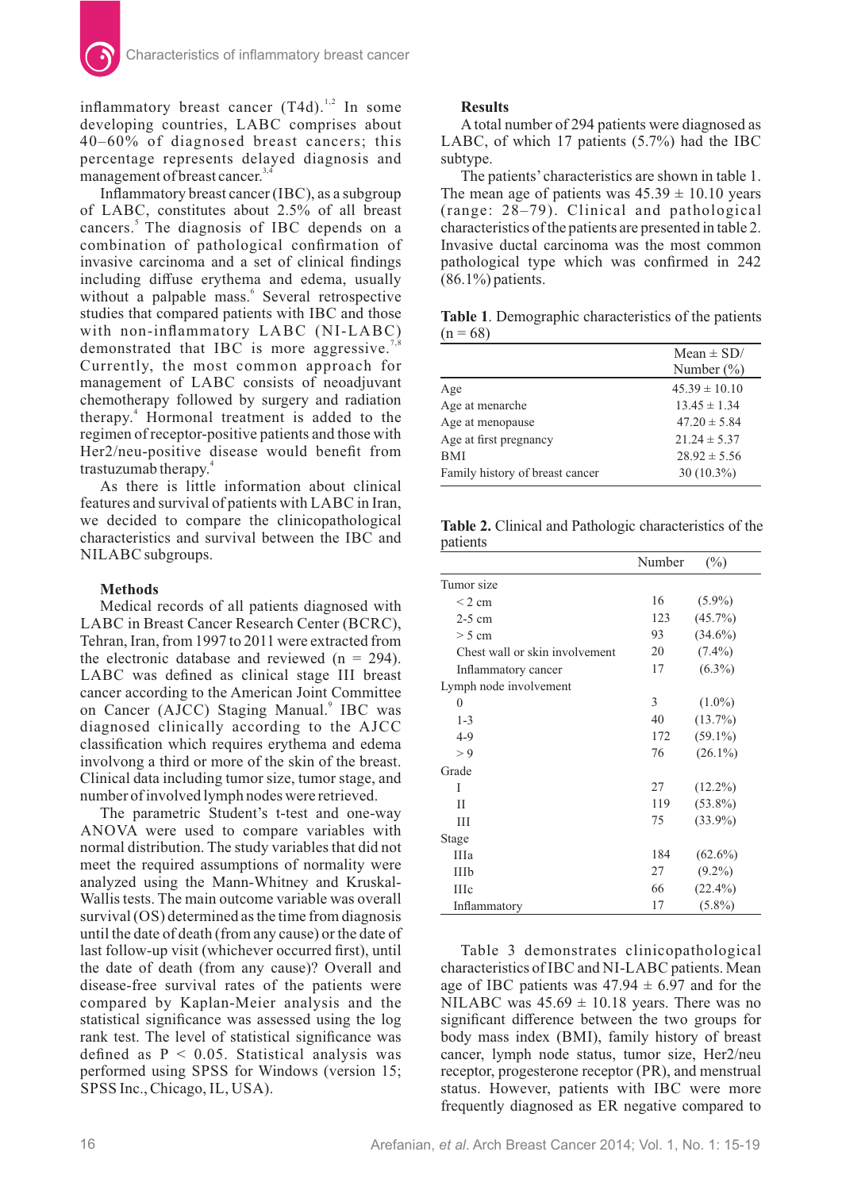inflammatory breast cancer (T4d).[1,2] In some developing countries, LABC comprises about 40–60% of diagnosed breast cancers; this percentage represents delayed diagnosis and management of breast cancer.[3,4]

Inflammatory breast cancer (IBC), as a subgroup of LABC, constitutes about 2.5% of all breast cancers.[5] The diagnosis of IBC depends on a combination of pathological confirmation of invasive carcinoma and a set of clinical findings including diffuse erythema and edema, usually without a palpable mass.[6] Several retrospective studies that compared patients with IBC and those with non-inflammatory LABC (NI-LABC) demonstrated that IBC is more aggressive.[7,8] Currently, the most common approach for management of LABC consists of neoadjuvant chemotherapy followed by surgery and radiation therapy.[4] Hormonal treatment is added to the regimen of receptor-positive patients and those with Her2/neu-positive disease would benefit from trastuzumab therapy.[4]

As there is little information about clinical features and survival of patients with LABC in Iran, we decided to compare the clinicopathological characteristics and survival between the IBC and NILABC subgroups.

## Methods

Medical records of all patients diagnosed with LABC in Breast Cancer Research Center (BCRC), Tehran, Iran, from 1997 to 2011 were extracted from the electronic database and reviewed (n = 294). LABC was defined as clinical stage III breast cancer according to the American Joint Committee on Cancer (AJCC) Staging Manual.[9] IBC was diagnosed clinically according to the AJCC classification which requires erythema and edema involvong a third or more of the skin of the breast. Clinical data including tumor size, tumor stage, and number of involved lymph nodes were retrieved.

The parametric Student's t-test and one-way ANOVA were used to compare variables with normal distribution. The study variables that did not meet the required assumptions of normality were analyzed using the Mann-Whitney and Kruskal-Wallis tests. The main outcome variable was overall survival (OS) determined as the time from diagnosis until the date of death (from any cause) or the date of last follow-up visit (whichever occurred first), until the date of death (from any cause)? Overall and disease-free survival rates of the patients were compared by Kaplan-Meier analysis and the statistical significance was assessed using the log rank test. The level of statistical significance was defined as P < 0.05. Statistical analysis was performed using SPSS for Windows (version 15; SPSS Inc., Chicago, IL, USA).

## Results

A total number of 294 patients were diagnosed as LABC, of which 17 patients (5.7%) had the IBC subtype.

The patients' characteristics are shown in table 1. The mean age of patients was 45.39 ± 10.10 years (range: 28–79). Clinical and pathological characteristics of the patients are presented in table 2. Invasive ductal carcinoma was the most common pathological type which was confirmed in 242 (86.1%) patients.

**Table 1**. Demographic characteristics of the patients (n = 68)

| | Mean ± SD/ Number (%) |
|---|---|
| Age | 45.39 ± 10.10 |
| Age at menarche | 13.45 ± 1.34 |
| Age at menopause | 47.20 ± 5.84 |
| Age at first pregnancy | 21.24 ± 5.37 |
| BMI | 28.92 ± 5.56 |
| Family history of breast cancer | 30 (10.3%) |

**Table 2.** Clinical and Pathologic characteristics of the patients

| | Number | (%) |
|---|---|---|
| Tumor size | | |
| < 2 cm | 16 | (5.9%) |
| 2-5 cm | 123 | (45.7%) |
| > 5 cm | 93 | (34.6%) |
| Chest wall or skin involvement | 20 | (7.4%) |
| Inflammatory cancer | 17 | (6.3%) |
| Lymph node involvement | | |
| 0 | 3 | (1.0%) |
| 1-3 | 40 | (13.7%) |
| 4-9 | 172 | (59.1%) |
| > 9 | 76 | (26.1%) |
| Grade | | |
| I | 27 | (12.2%) |
| II | 119 | (53.8%) |
| III | 75 | (33.9%) |
| Stage | | |
| IIIa | 184 | (62.6%) |
| IIIb | 27 | (9.2%) |
| IIIc | 66 | (22.4%) |
| Inflammatory | 17 | (5.8%) |

Table 3 demonstrates clinicopathological characteristics of IBC and NI-LABC patients. Mean age of IBC patients was 47.94 ± 6.97 and for the NILABC was 45.69 ± 10.18 years. There was no significant difference between the two groups for body mass index (BMI), family history of breast cancer, lymph node status, tumor size, Her2/neu receptor, progesterone receptor (PR), and menstrual status. However, patients with IBC were more frequently diagnosed as ER negative compared to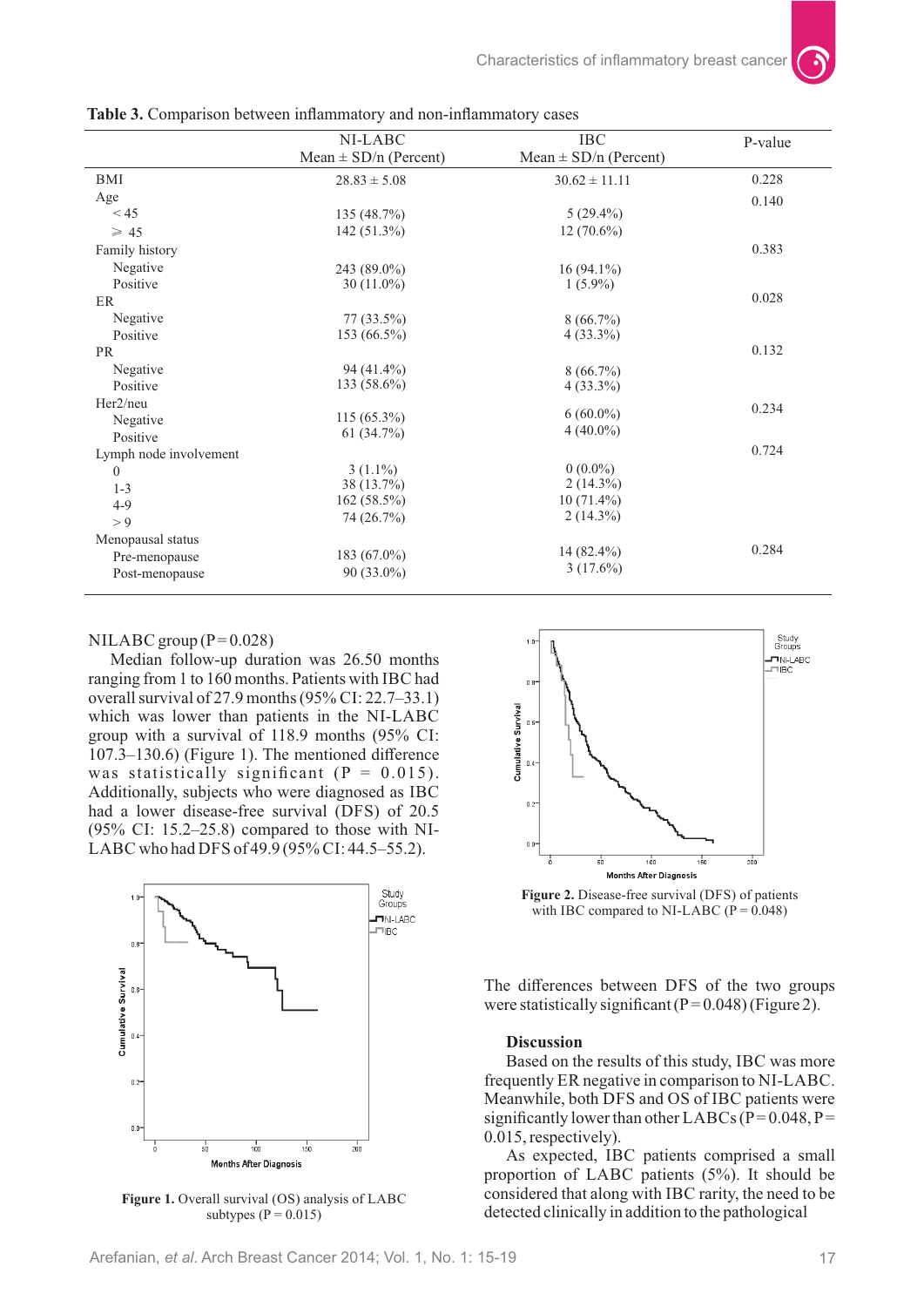**Table 3.** Comparison between inflammatory and non-inflammatory cases

| | NI-LABC Mean ± SD/n (Percent) | IBC Mean ± SD/n (Percent) | P-value |
|---|---|---|---|
| BMI | 28.83 ± 5.08 | 30.62 ± 11.11 | 0.228 |
| Age | | | 0.140 |
| < 45 | 135 (48.7%) | 5 (29.4%) | |
| ⩾ 45 | 142 (51.3%) | 12 (70.6%) | |
| Family history | | | 0.383 |
| Negative | 243 (89.0%) | 16 (94.1%) | |
| Positive | 30 (11.0%) | 1 (5.9%) | |
| ER | | | 0.028 |
| Negative | 77 (33.5%) | 8 (66.7%) | |
| Positive | 153 (66.5%) | 4 (33.3%) | |
| PR | | | 0.132 |
| Negative | 94 (41.4%) | 8 (66.7%) | |
| Positive | 133 (58.6%) | 4 (33.3%) | |
| Her2/neu | | | 0.234 |
| Negative | 115 (65.3%) | 6 (60.0%) | |
| Positive | 61 (34.7%) | 4 (40.0%) | |
| Lymph node involvement | | | 0.724 |
| 0 | 3 (1.1%) | 0 (0.0%) | |
| 1-3 | 38 (13.7%) | 2 (14.3%) | |
| 4-9 | 162 (58.5%) | 10 (71.4%) | |
| > 9 | 74 (26.7%) | 2 (14.3%) | |
| Menopausal status | | | 0.284 |
| Pre-menopause | 183 (67.0%) | 14 (82.4%) | |
| Post-menopause | 90 (33.0%) | 3 (17.6%) | |

NILABC group (P = 0.028)

Median follow-up duration was 26.50 months ranging from 1 to 160 months. Patients with IBC had overall survival of 27.9 months (95% CI: 22.7–33.1) which was lower than patients in the NI-LABC group with a survival of 118.9 months (95% CI: 107.3–130.6) (Figure 1). The mentioned difference was statistically significant (P = 0.015). Additionally, subjects who were diagnosed as IBC had a lower disease-free survival (DFS) of 20.5 (95% CI: 15.2–25.8) compared to those with NI-LABC who had DFS of 49.9 (95% CI: 44.5–55.2).

**Figure 1.** Overall survival (OS) analysis of LABC subtypes (P = 0.015)

**Figure 2.** Disease-free survival (DFS) of patients with IBC compared to NI-LABC (P = 0.048)

The differences between DFS of the two groups were statistically significant (P = 0.048) (Figure 2).

## Discussion

Based on the results of this study, IBC was more frequently ER negative in comparison to NI-LABC. Meanwhile, both DFS and OS of IBC patients were significantly lower than other LABCs (P = 0.048, P = 0.015, respectively).

As expected, IBC patients comprised a small proportion of LABC patients (5%). It should be considered that along with IBC rarity, the need to be detected clinically in addition to the pathological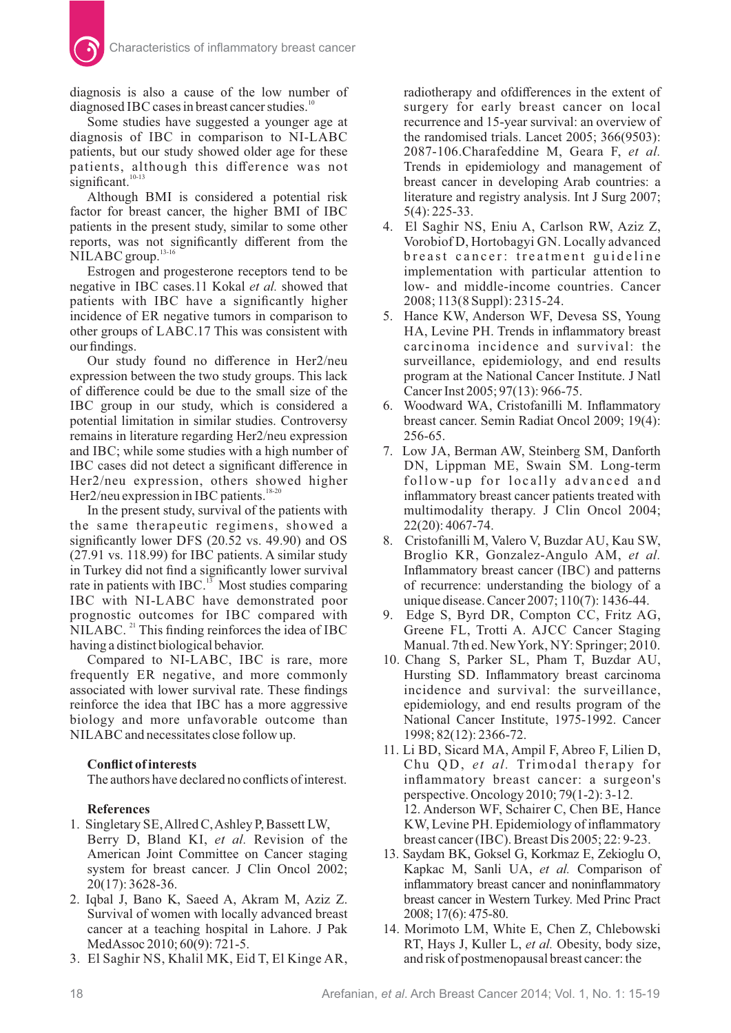diagnosis is also a cause of the low number of diagnosed IBC cases in breast cancer studies.[10]

Some studies have suggested a younger age at diagnosis of IBC in comparison to NI-LABC patients, but our study showed older age for these patients, although this difference was not significant.[10-13]

Although BMI is considered a potential risk factor for breast cancer, the higher BMI of IBC patients in the present study, similar to some other reports, was not significantly different from the NILABC group.[13-16]

Estrogen and progesterone receptors tend to be negative in IBC cases.11 Kokal *et al.* showed that patients with IBC have a significantly higher incidence of ER negative tumors in comparison to other groups of LABC.17 This was consistent with our findings.

Our study found no difference in Her2/neu expression between the two study groups. This lack of difference could be due to the small size of the IBC group in our study, which is considered a potential limitation in similar studies. Controversy remains in literature regarding Her2/neu expression and IBC; while some studies with a high number of IBC cases did not detect a significant difference in Her2/neu expression, others showed higher Her2/neu expression in IBC patients.[18-20]

In the present study, survival of the patients with the same therapeutic regimens, showed a significantly lower DFS (20.52 vs. 49.90) and OS (27.91 vs. 118.99) for IBC patients. A similar study in Turkey did not find a significantly lower survival rate in patients with IBC.[13] Most studies comparing IBC with NI-LABC have demonstrated poor prognostic outcomes for IBC compared with NILABC.[21] This finding reinforces the idea of IBC having a distinct biological behavior.

Compared to NI-LABC, IBC is rare, more frequently ER negative, and more commonly associated with lower survival rate. These findings reinforce the idea that IBC has a more aggressive biology and more unfavorable outcome than NILABC and necessitates close follow up.

### Conflict of interests

The authors have declared no conflicts of interest.

### References

1. Singletary SE, Allred C, Ashley P, Bassett LW, Berry D, Bland KI, *et al.* Revision of the American Joint Committee on Cancer staging system for breast cancer. J Clin Oncol 2002; 20(17): 3628-36.
2. Iqbal J, Bano K, Saeed A, Akram M, Aziz Z. Survival of women with locally advanced breast cancer at a teaching hospital in Lahore. J Pak Med Assoc 2010; 60(9): 721-5.
3. El Saghir NS, Khalil MK, Eid T, El Kinge AR, radiotherapy and ofdifferences in the extent of surgery for early breast cancer on local recurrence and 15-year survival: an overview of the randomised trials. Lancet 2005; 366(9503): 2087-106.Charafeddine M, Geara F, *et al.* Trends in epidemiology and management of breast cancer in developing Arab countries: a literature and registry analysis. Int J Surg 2007; 5(4): 225-33.
4. El Saghir NS, Eniu A, Carlson RW, Aziz Z, Vorobiof D, Hortobagyi GN. Locally advanced breast cancer: treatment guideline implementation with particular attention to low- and middle-income countries. Cancer 2008; 113(8 Suppl): 2315-24.
5. Hance KW, Anderson WF, Devesa SS, Young HA, Levine PH. Trends in inflammatory breast carcinoma incidence and survival: the surveillance, epidemiology, and end results program at the National Cancer Institute. J Natl Cancer Inst 2005; 97(13): 966-75.
6. Woodward WA, Cristofanilli M. Inflammatory breast cancer. Semin Radiat Oncol 2009; 19(4): 256-65.
7. Low JA, Berman AW, Steinberg SM, Danforth DN, Lippman ME, Swain SM. Long-term follow-up for locally advanced and inflammatory breast cancer patients treated with multimodality therapy. J Clin Oncol 2004; 22(20): 4067-74.
8. Cristofanilli M, Valero V, Buzdar AU, Kau SW, Broglio KR, Gonzalez-Angulo AM, *et al.* Inflammatory breast cancer (IBC) and patterns of recurrence: understanding the biology of a unique disease. Cancer 2007; 110(7): 1436-44.
9. Edge S, Byrd DR, Compton CC, Fritz AG, Greene FL, Trotti A. AJCC Cancer Staging Manual. 7th ed. New York, NY: Springer; 2010.
10. Chang S, Parker SL, Pham T, Buzdar AU, Hursting SD. Inflammatory breast carcinoma incidence and survival: the surveillance, epidemiology, and end results program of the National Cancer Institute, 1975-1992. Cancer 1998; 82(12): 2366-72.
11. Li BD, Sicard MA, Ampil F, Abreo F, Lilien D, Chu QD, *et al.* Trimodal therapy for inflammatory breast cancer: a surgeon's perspective. Oncology 2010; 79(1-2): 3-12.
12. Anderson WF, Schairer C, Chen BE, Hance KW, Levine PH. Epidemiology of inflammatory breast cancer (IBC). Breast Dis 2005; 22: 9-23.
13. Saydam BK, Goksel G, Korkmaz E, Zekioglu O, Kapkac M, Sanli UA, *et al.* Comparison of inflammatory breast cancer and noninflammatory breast cancer in Western Turkey. Med Princ Pract 2008; 17(6): 475-80.
14. Morimoto LM, White E, Chen Z, Chlebowski RT, Hays J, Kuller L, *et al.* Obesity, body size, and risk of postmenopausal breast cancer: the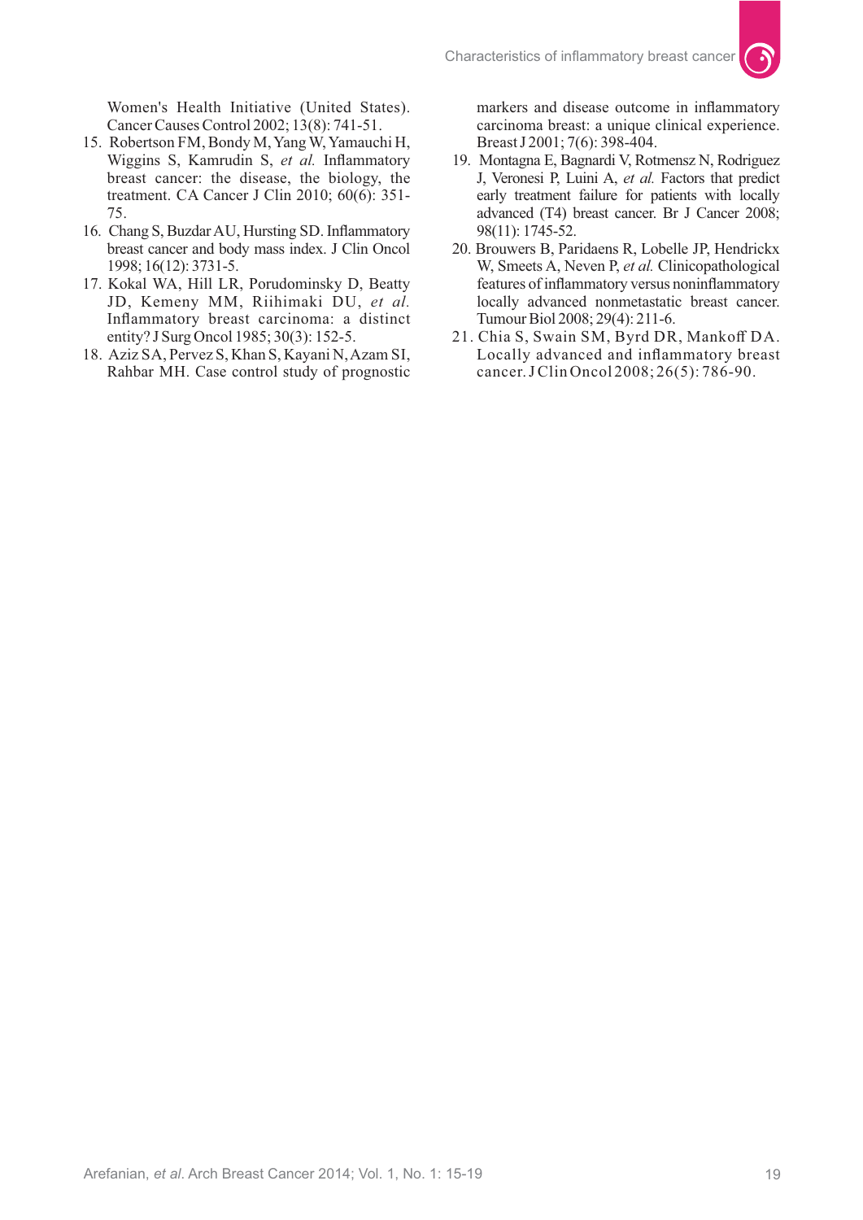Women's Health Initiative (United States). Cancer Causes Control 2002; 13(8): 741-51.

15. Robertson FM, Bondy M, Yang W, Yamauchi H, Wiggins S, Kamrudin S, *et al.* Inflammatory breast cancer: the disease, the biology, the treatment. CA Cancer J Clin 2010; 60(6): 351-75.
16. Chang S, Buzdar AU, Hursting SD. Inflammatory breast cancer and body mass index. J Clin Oncol 1998; 16(12): 3731-5.
17. Kokal WA, Hill LR, Porudominsky D, Beatty JD, Kemeny MM, Riihimaki DU, *et al.* Inflammatory breast carcinoma: a distinct entity? J Surg Oncol 1985; 30(3): 152-5.
18. Aziz SA, Pervez S, Khan S, Kayani N, Azam SI, Rahbar MH. Case control study of prognostic markers and disease outcome in inflammatory carcinoma breast: a unique clinical experience. Breast J 2001; 7(6): 398-404.
19. Montagna E, Bagnardi V, Rotmensz N, Rodriguez J, Veronesi P, Luini A, *et al.* Factors that predict early treatment failure for patients with locally advanced (T4) breast cancer. Br J Cancer 2008; 98(11): 1745-52.
20. Brouwers B, Paridaens R, Lobelle JP, Hendrickx W, Smeets A, Neven P, *et al.* Clinicopathological features of inflammatory versus noninflammatory locally advanced nonmetastatic breast cancer. Tumour Biol 2008; 29(4): 211-6.
21. Chia S, Swain SM, Byrd DR, Mankoff DA. Locally advanced and inflammatory breast cancer. J Clin Oncol 2008; 26(5): 786-90.